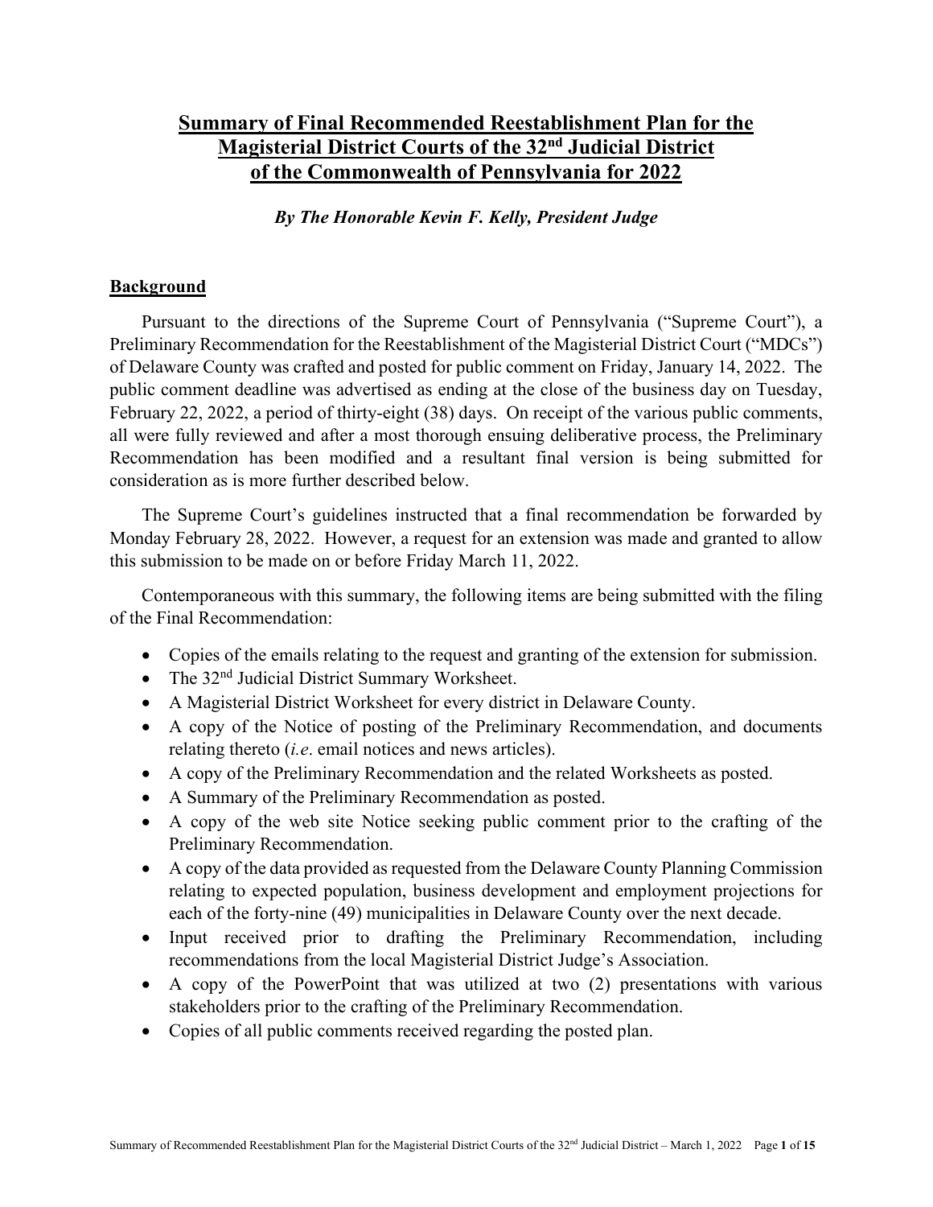# Summary of Final Recommended Reestablishment Plan for the Magisterial District Courts of the 32nd Judicial District of the Commonwealth of Pennsylvania for 2022

***By The Honorable Kevin F. Kelly, President Judge***

## Background

Pursuant to the directions of the Supreme Court of Pennsylvania ("Supreme Court"), a Preliminary Recommendation for the Reestablishment of the Magisterial District Court ("MDCs") of Delaware County was crafted and posted for public comment on Friday, January 14, 2022. The public comment deadline was advertised as ending at the close of the business day on Tuesday, February 22, 2022, a period of thirty-eight (38) days. On receipt of the various public comments, all were fully reviewed and after a most thorough ensuing deliberative process, the Preliminary Recommendation has been modified and a resultant final version is being submitted for consideration as is more further described below.

The Supreme Court's guidelines instructed that a final recommendation be forwarded by Monday February 28, 2022. However, a request for an extension was made and granted to allow this submission to be made on or before Friday March 11, 2022.

Contemporaneous with this summary, the following items are being submitted with the filing of the Final Recommendation:

- Copies of the emails relating to the request and granting of the extension for submission.
- The 32nd Judicial District Summary Worksheet.
- A Magisterial District Worksheet for every district in Delaware County.
- A copy of the Notice of posting of the Preliminary Recommendation, and documents relating thereto (*i.e*. email notices and news articles).
- A copy of the Preliminary Recommendation and the related Worksheets as posted.
- A Summary of the Preliminary Recommendation as posted.
- A copy of the web site Notice seeking public comment prior to the crafting of the Preliminary Recommendation.
- A copy of the data provided as requested from the Delaware County Planning Commission relating to expected population, business development and employment projections for each of the forty-nine (49) municipalities in Delaware County over the next decade.
- Input received prior to drafting the Preliminary Recommendation, including recommendations from the local Magisterial District Judge's Association.
- A copy of the PowerPoint that was utilized at two (2) presentations with various stakeholders prior to the crafting of the Preliminary Recommendation.
- Copies of all public comments received regarding the posted plan.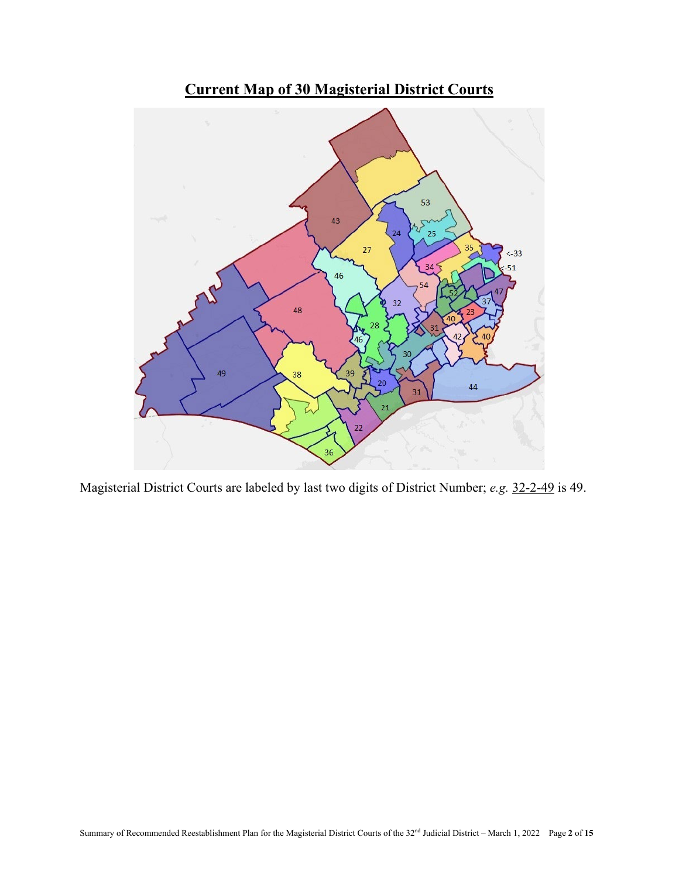# Current Map of 30 Magisterial District Courts

Magisterial District Courts are labeled by last two digits of District Number; *e.g.* 32-2-49 is 49.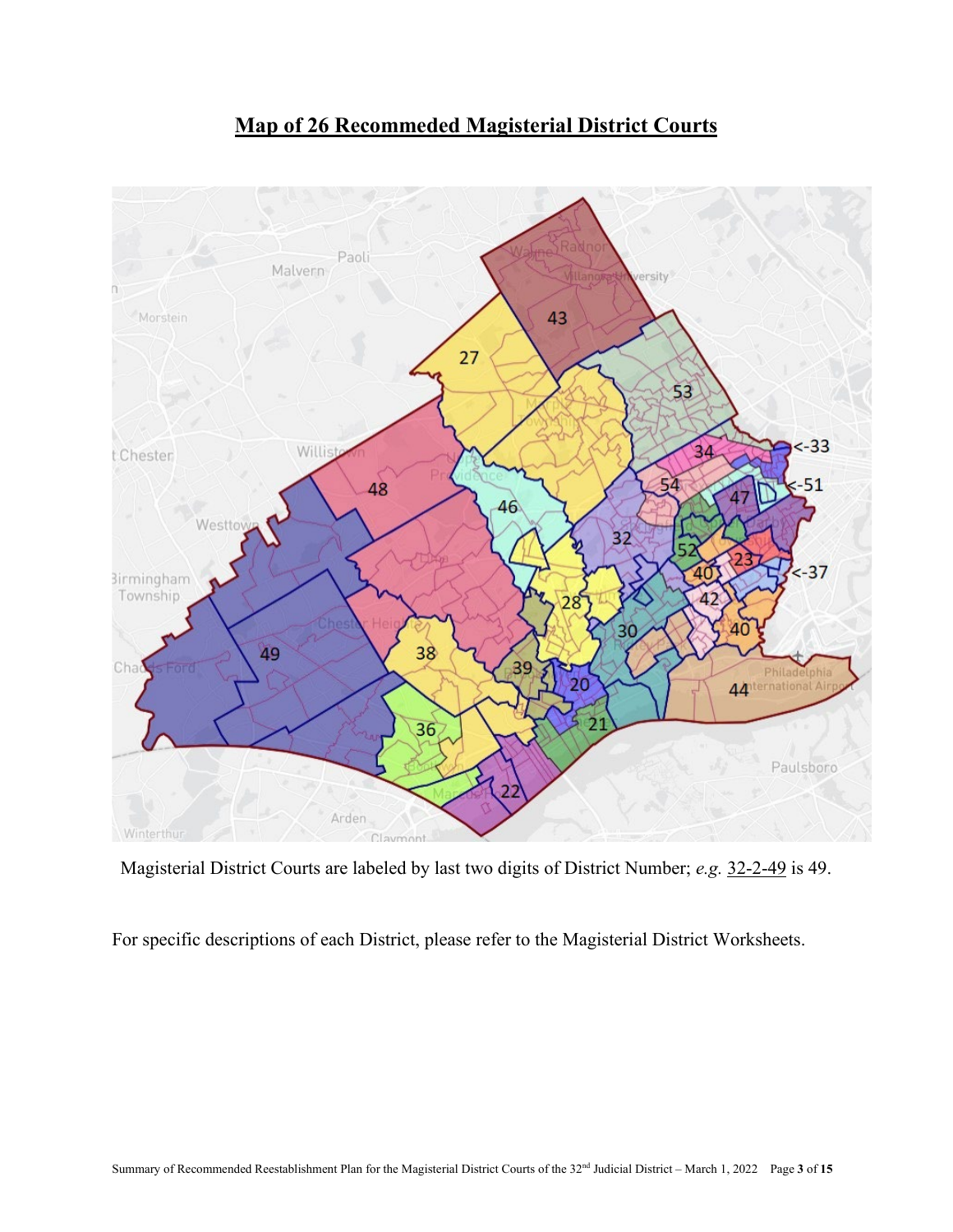## Map of 26 Recommeded Magisterial District Courts

Magisterial District Courts are labeled by last two digits of District Number; *e.g.* 32-2-49 is 49.

For specific descriptions of each District, please refer to the Magisterial District Worksheets.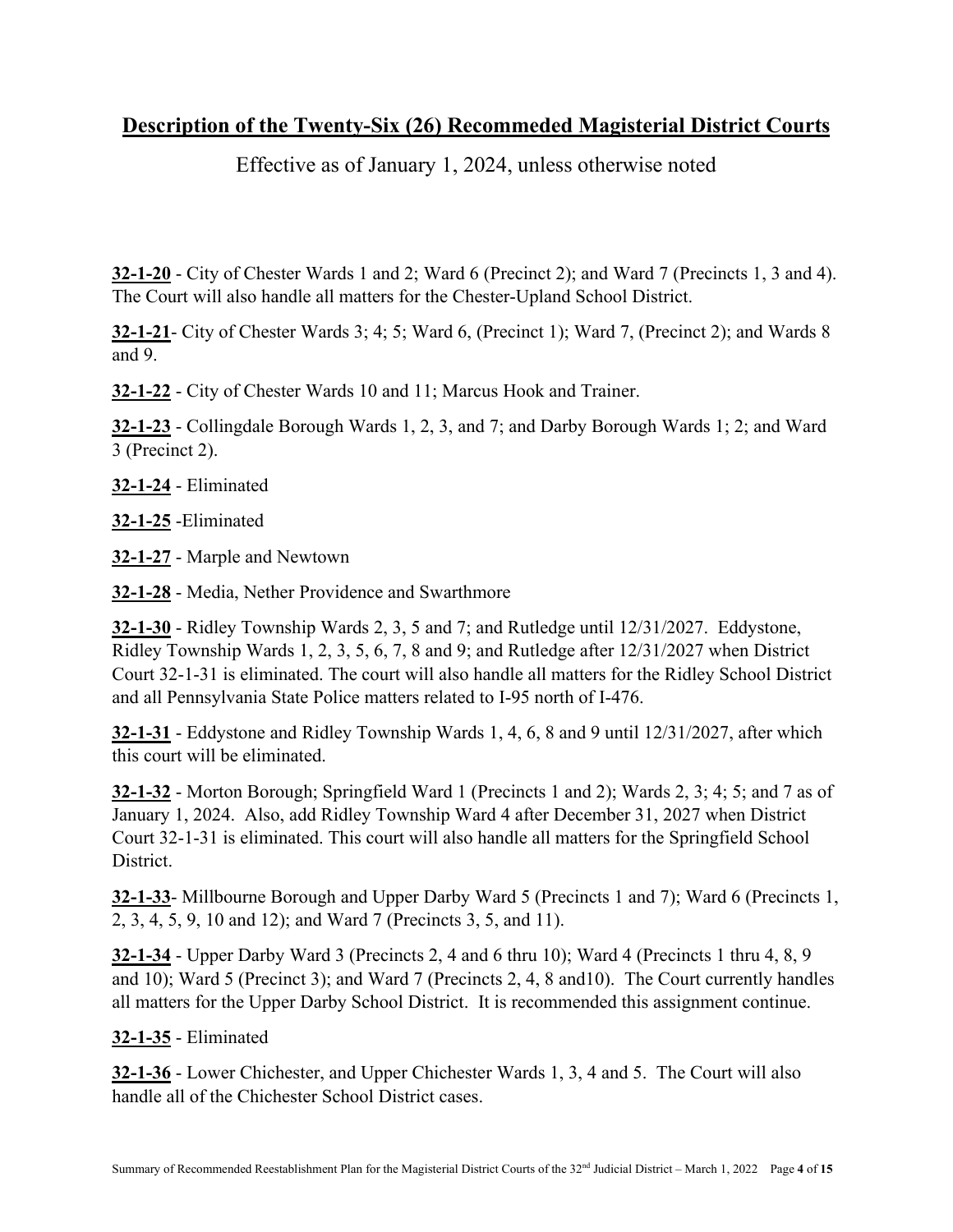## Description of the Twenty-Six (26) Recommeded Magisterial District Courts

Effective as of January 1, 2024, unless otherwise noted

**32-1-20** - City of Chester Wards 1 and 2; Ward 6 (Precinct 2); and Ward 7 (Precincts 1, 3 and 4). The Court will also handle all matters for the Chester-Upland School District.

**32-1-21**- City of Chester Wards 3; 4; 5; Ward 6, (Precinct 1); Ward 7, (Precinct 2); and Wards 8 and 9.

**32-1-22** - City of Chester Wards 10 and 11; Marcus Hook and Trainer.

**32-1-23** - Collingdale Borough Wards 1, 2, 3, and 7; and Darby Borough Wards 1; 2; and Ward 3 (Precinct 2).

**32-1-24** - Eliminated

**32-1-25** -Eliminated

**32-1-27** - Marple and Newtown

**32-1-28** - Media, Nether Providence and Swarthmore

**32-1-30** - Ridley Township Wards 2, 3, 5 and 7; and Rutledge until 12/31/2027. Eddystone, Ridley Township Wards 1, 2, 3, 5, 6, 7, 8 and 9; and Rutledge after 12/31/2027 when District Court 32-1-31 is eliminated. The court will also handle all matters for the Ridley School District and all Pennsylvania State Police matters related to I-95 north of I-476.

**32-1-31** - Eddystone and Ridley Township Wards 1, 4, 6, 8 and 9 until 12/31/2027, after which this court will be eliminated.

**32-1-32** - Morton Borough; Springfield Ward 1 (Precincts 1 and 2); Wards 2, 3; 4; 5; and 7 as of January 1, 2024. Also, add Ridley Township Ward 4 after December 31, 2027 when District Court 32-1-31 is eliminated. This court will also handle all matters for the Springfield School District.

**32-1-33**- Millbourne Borough and Upper Darby Ward 5 (Precincts 1 and 7); Ward 6 (Precincts 1, 2, 3, 4, 5, 9, 10 and 12); and Ward 7 (Precincts 3, 5, and 11).

**32-1-34** - Upper Darby Ward 3 (Precincts 2, 4 and 6 thru 10); Ward 4 (Precincts 1 thru 4, 8, 9 and 10); Ward 5 (Precinct 3); and Ward 7 (Precincts 2, 4, 8 and10). The Court currently handles all matters for the Upper Darby School District. It is recommended this assignment continue.

**32-1-35** - Eliminated

**32-1-36** - Lower Chichester, and Upper Chichester Wards 1, 3, 4 and 5. The Court will also handle all of the Chichester School District cases.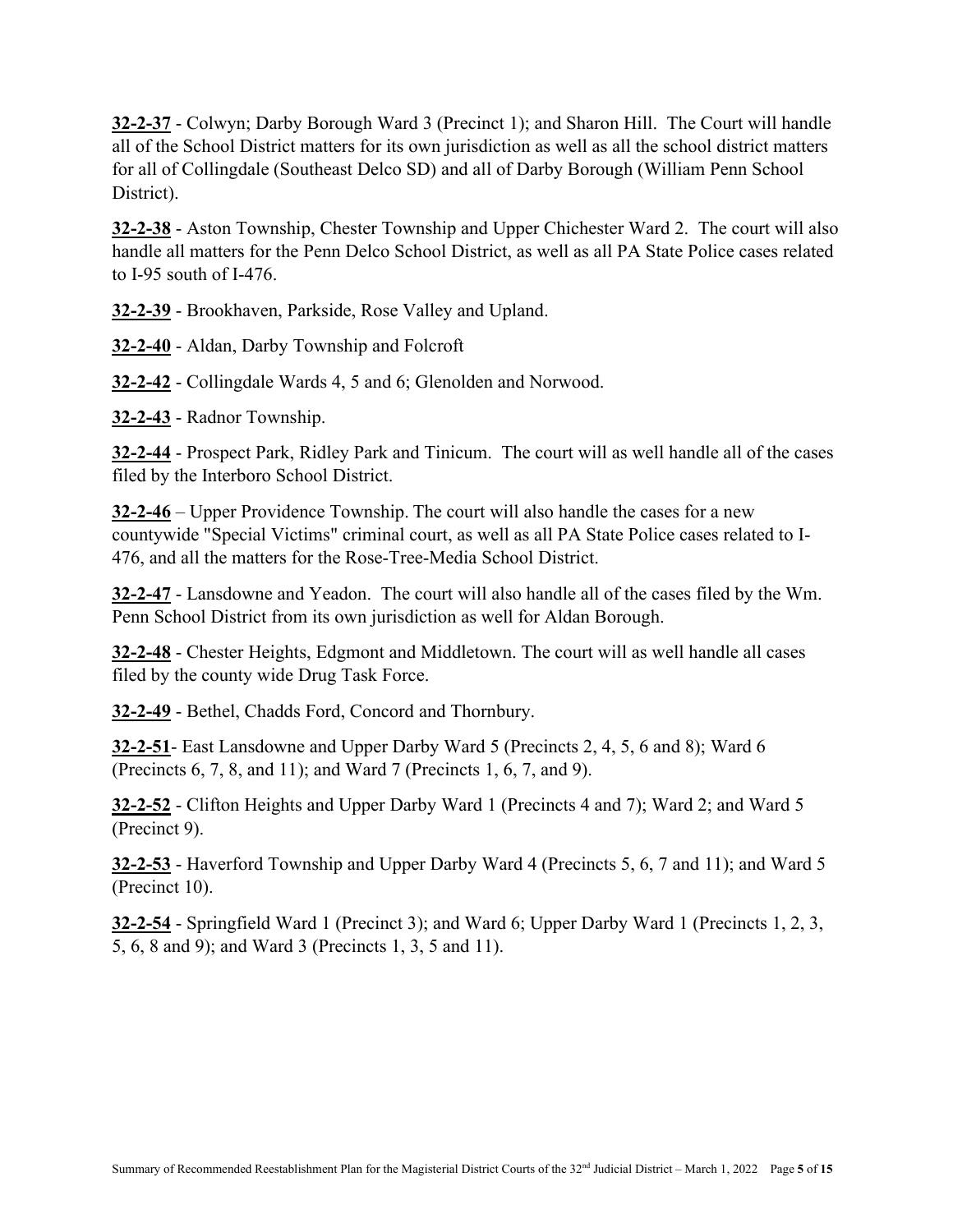**<u>32-2-37</u>** - Colwyn; Darby Borough Ward 3 (Precinct 1); and Sharon Hill. The Court will handle all of the School District matters for its own jurisdiction as well as all the school district matters for all of Collingdale (Southeast Delco SD) and all of Darby Borough (William Penn School District).

**<u>32-2-38</u>** - Aston Township, Chester Township and Upper Chichester Ward 2. The court will also handle all matters for the Penn Delco School District, as well as all PA State Police cases related to I-95 south of I-476.

**<u>32-2-39</u>** - Brookhaven, Parkside, Rose Valley and Upland.

**<u>32-2-40</u>** - Aldan, Darby Township and Folcroft

**<u>32-2-42</u>** - Collingdale Wards 4, 5 and 6; Glenolden and Norwood.

**<u>32-2-43</u>** - Radnor Township.

**<u>32-2-44</u>** - Prospect Park, Ridley Park and Tinicum. The court will as well handle all of the cases filed by the Interboro School District.

**<u>32-2-46</u>** – Upper Providence Township. The court will also handle the cases for a new countywide "Special Victims" criminal court, as well as all PA State Police cases related to I-476, and all the matters for the Rose-Tree-Media School District.

**<u>32-2-47</u>** - Lansdowne and Yeadon. The court will also handle all of the cases filed by the Wm. Penn School District from its own jurisdiction as well for Aldan Borough.

**<u>32-2-48</u>** - Chester Heights, Edgmont and Middletown. The court will as well handle all cases filed by the county wide Drug Task Force.

**<u>32-2-49</u>** - Bethel, Chadds Ford, Concord and Thornbury.

**<u>32-2-51</u>**- East Lansdowne and Upper Darby Ward 5 (Precincts 2, 4, 5, 6 and 8); Ward 6 (Precincts 6, 7, 8, and 11); and Ward 7 (Precincts 1, 6, 7, and 9).

**<u>32-2-52</u>** - Clifton Heights and Upper Darby Ward 1 (Precincts 4 and 7); Ward 2; and Ward 5 (Precinct 9).

**<u>32-2-53</u>** - Haverford Township and Upper Darby Ward 4 (Precincts 5, 6, 7 and 11); and Ward 5 (Precinct 10).

**<u>32-2-54</u>** - Springfield Ward 1 (Precinct 3); and Ward 6; Upper Darby Ward 1 (Precincts 1, 2, 3, 5, 6, 8 and 9); and Ward 3 (Precincts 1, 3, 5 and 11).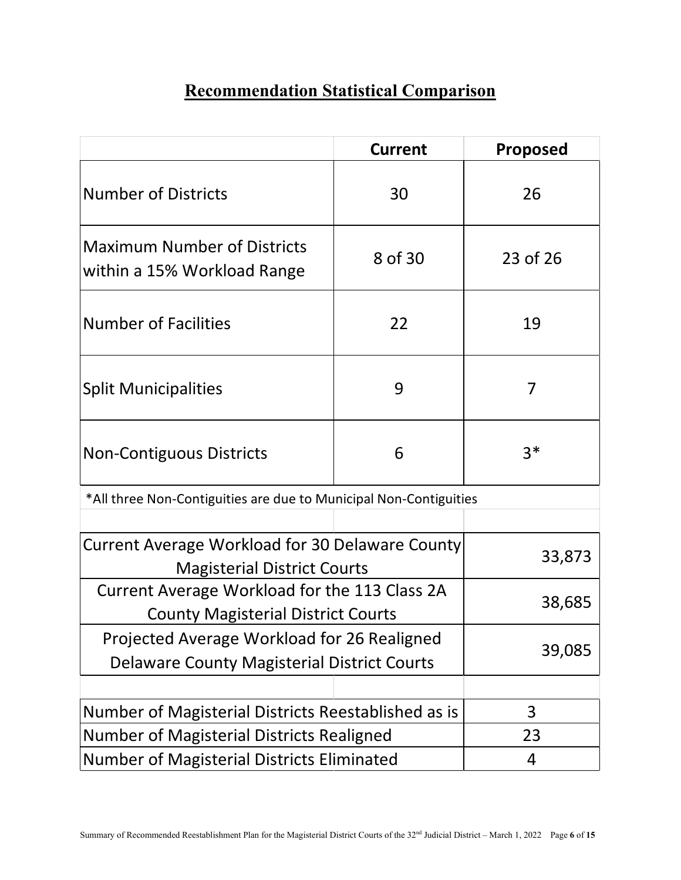# Recommendation Statistical Comparison

| | Current | Proposed |
|---|---|---|
| Number of Districts | 30 | 26 |
| Maximum Number of Districts within a 15% Workload Range | 8 of 30 | 23 of 26 |
| Number of Facilities | 22 | 19 |
| Split Municipalities | 9 | 7 |
| Non-Contiguous Districts | 6 | 3* |

*All three Non-Contiguities are due to Municipal Non-Contiguities

| | |
|---|---|
| Current Average Workload for 30 Delaware County Magisterial District Courts | 33,873 |
| Current Average Workload for the 113 Class 2A County Magisterial District Courts | 38,685 |
| Projected Average Workload for 26 Realigned Delaware County Magisterial District Courts | 39,085 |

| | |
|---|---|
| Number of Magisterial Districts Reestablished as is | 3 |
| Number of Magisterial Districts Realigned | 23 |
| Number of Magisterial Districts Eliminated | 4 |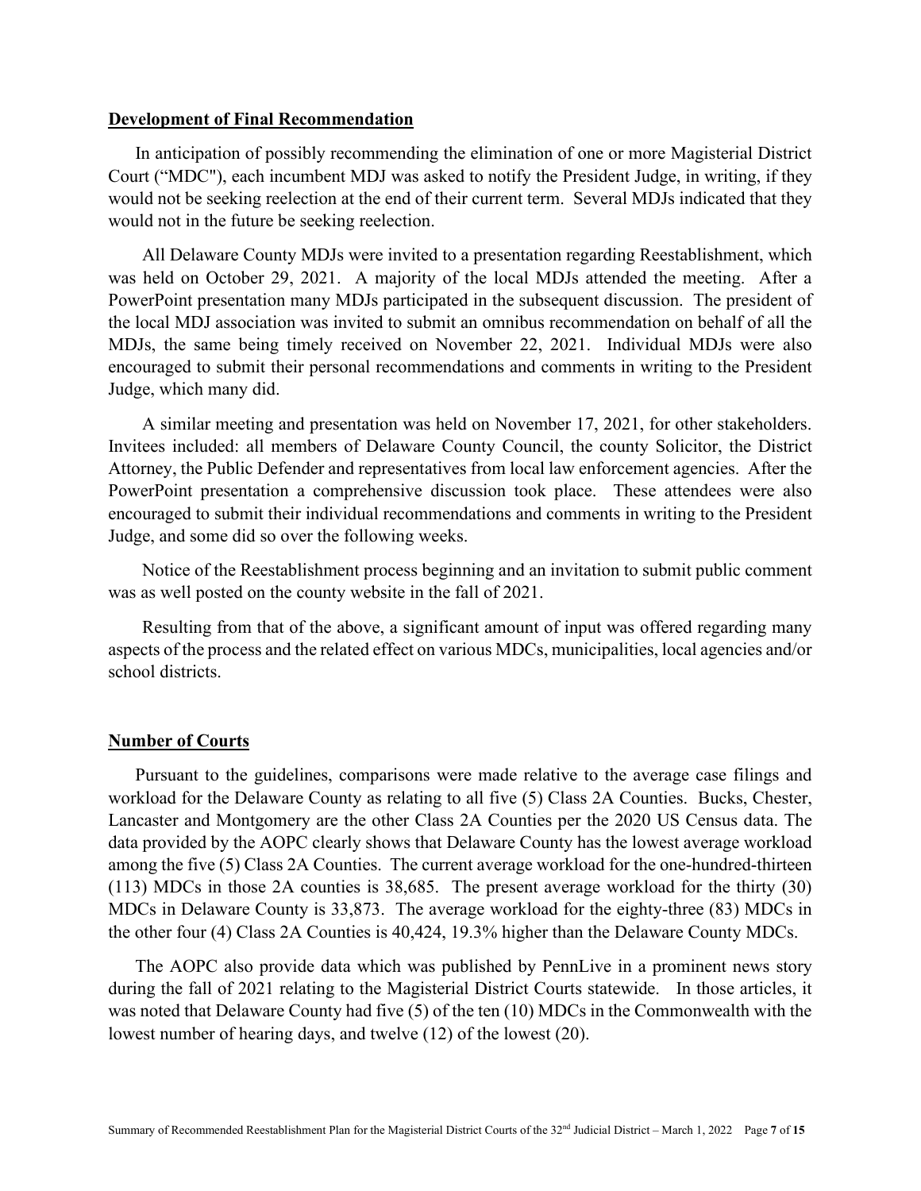## Development of Final Recommendation

In anticipation of possibly recommending the elimination of one or more Magisterial District Court ("MDC"), each incumbent MDJ was asked to notify the President Judge, in writing, if they would not be seeking reelection at the end of their current term. Several MDJs indicated that they would not in the future be seeking reelection.

All Delaware County MDJs were invited to a presentation regarding Reestablishment, which was held on October 29, 2021. A majority of the local MDJs attended the meeting. After a PowerPoint presentation many MDJs participated in the subsequent discussion. The president of the local MDJ association was invited to submit an omnibus recommendation on behalf of all the MDJs, the same being timely received on November 22, 2021. Individual MDJs were also encouraged to submit their personal recommendations and comments in writing to the President Judge, which many did.

A similar meeting and presentation was held on November 17, 2021, for other stakeholders. Invitees included: all members of Delaware County Council, the county Solicitor, the District Attorney, the Public Defender and representatives from local law enforcement agencies. After the PowerPoint presentation a comprehensive discussion took place. These attendees were also encouraged to submit their individual recommendations and comments in writing to the President Judge, and some did so over the following weeks.

Notice of the Reestablishment process beginning and an invitation to submit public comment was as well posted on the county website in the fall of 2021.

Resulting from that of the above, a significant amount of input was offered regarding many aspects of the process and the related effect on various MDCs, municipalities, local agencies and/or school districts.

## Number of Courts

Pursuant to the guidelines, comparisons were made relative to the average case filings and workload for the Delaware County as relating to all five (5) Class 2A Counties. Bucks, Chester, Lancaster and Montgomery are the other Class 2A Counties per the 2020 US Census data. The data provided by the AOPC clearly shows that Delaware County has the lowest average workload among the five (5) Class 2A Counties. The current average workload for the one-hundred-thirteen (113) MDCs in those 2A counties is 38,685. The present average workload for the thirty (30) MDCs in Delaware County is 33,873. The average workload for the eighty-three (83) MDCs in the other four (4) Class 2A Counties is 40,424, 19.3% higher than the Delaware County MDCs.

The AOPC also provide data which was published by PennLive in a prominent news story during the fall of 2021 relating to the Magisterial District Courts statewide. In those articles, it was noted that Delaware County had five (5) of the ten (10) MDCs in the Commonwealth with the lowest number of hearing days, and twelve (12) of the lowest (20).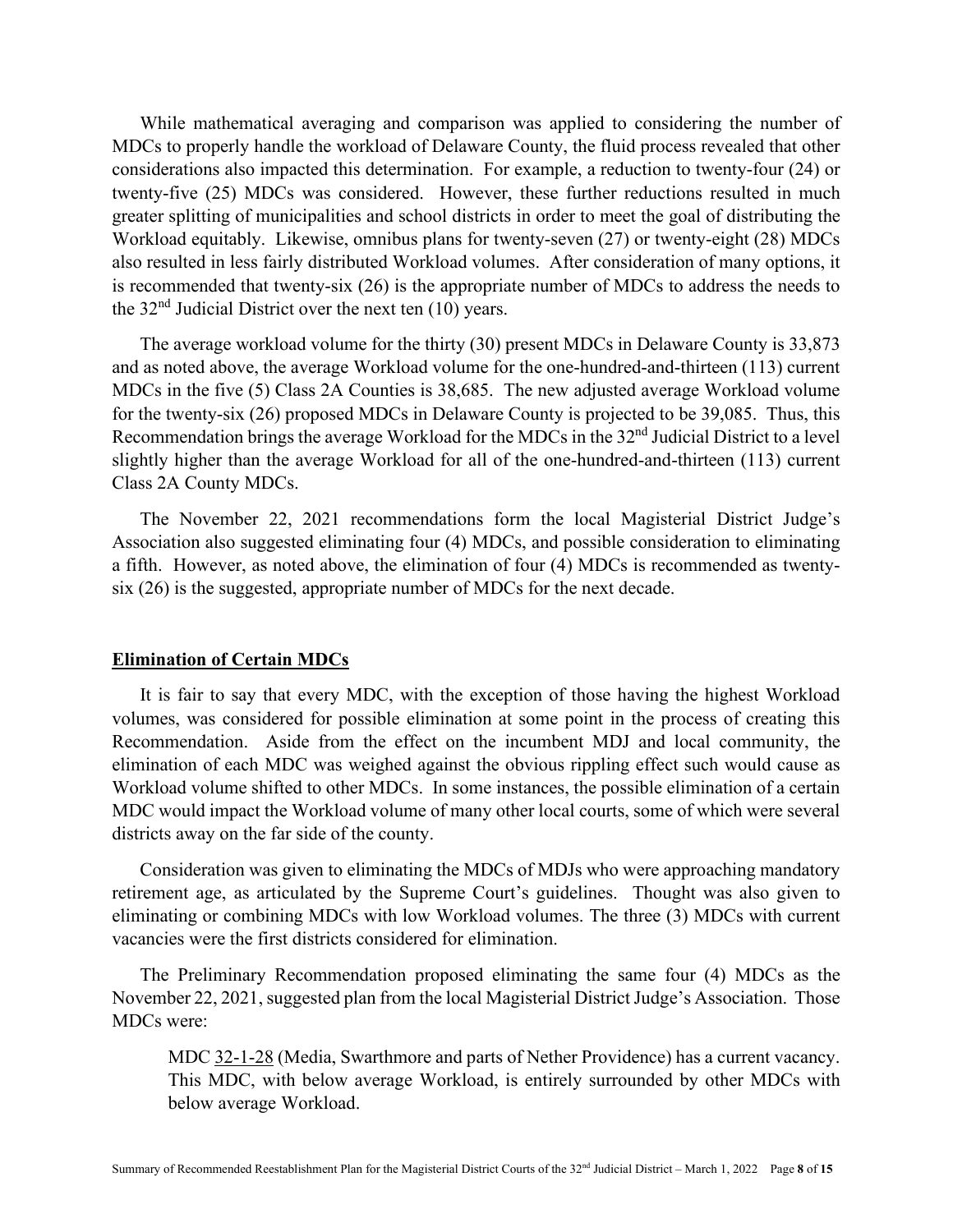While mathematical averaging and comparison was applied to considering the number of MDCs to properly handle the workload of Delaware County, the fluid process revealed that other considerations also impacted this determination. For example, a reduction to twenty-four (24) or twenty-five (25) MDCs was considered. However, these further reductions resulted in much greater splitting of municipalities and school districts in order to meet the goal of distributing the Workload equitably. Likewise, omnibus plans for twenty-seven (27) or twenty-eight (28) MDCs also resulted in less fairly distributed Workload volumes. After consideration of many options, it is recommended that twenty-six (26) is the appropriate number of MDCs to address the needs to the 32nd Judicial District over the next ten (10) years.

The average workload volume for the thirty (30) present MDCs in Delaware County is 33,873 and as noted above, the average Workload volume for the one-hundred-and-thirteen (113) current MDCs in the five (5) Class 2A Counties is 38,685. The new adjusted average Workload volume for the twenty-six (26) proposed MDCs in Delaware County is projected to be 39,085. Thus, this Recommendation brings the average Workload for the MDCs in the 32nd Judicial District to a level slightly higher than the average Workload for all of the one-hundred-and-thirteen (113) current Class 2A County MDCs.

The November 22, 2021 recommendations form the local Magisterial District Judge's Association also suggested eliminating four (4) MDCs, and possible consideration to eliminating a fifth. However, as noted above, the elimination of four (4) MDCs is recommended as twenty-six (26) is the suggested, appropriate number of MDCs for the next decade.

## Elimination of Certain MDCs

It is fair to say that every MDC, with the exception of those having the highest Workload volumes, was considered for possible elimination at some point in the process of creating this Recommendation. Aside from the effect on the incumbent MDJ and local community, the elimination of each MDC was weighed against the obvious rippling effect such would cause as Workload volume shifted to other MDCs. In some instances, the possible elimination of a certain MDC would impact the Workload volume of many other local courts, some of which were several districts away on the far side of the county.

Consideration was given to eliminating the MDCs of MDJs who were approaching mandatory retirement age, as articulated by the Supreme Court's guidelines. Thought was also given to eliminating or combining MDCs with low Workload volumes. The three (3) MDCs with current vacancies were the first districts considered for elimination.

The Preliminary Recommendation proposed eliminating the same four (4) MDCs as the November 22, 2021, suggested plan from the local Magisterial District Judge's Association. Those MDCs were:

> MDC 32-1-28 (Media, Swarthmore and parts of Nether Providence) has a current vacancy. This MDC, with below average Workload, is entirely surrounded by other MDCs with below average Workload.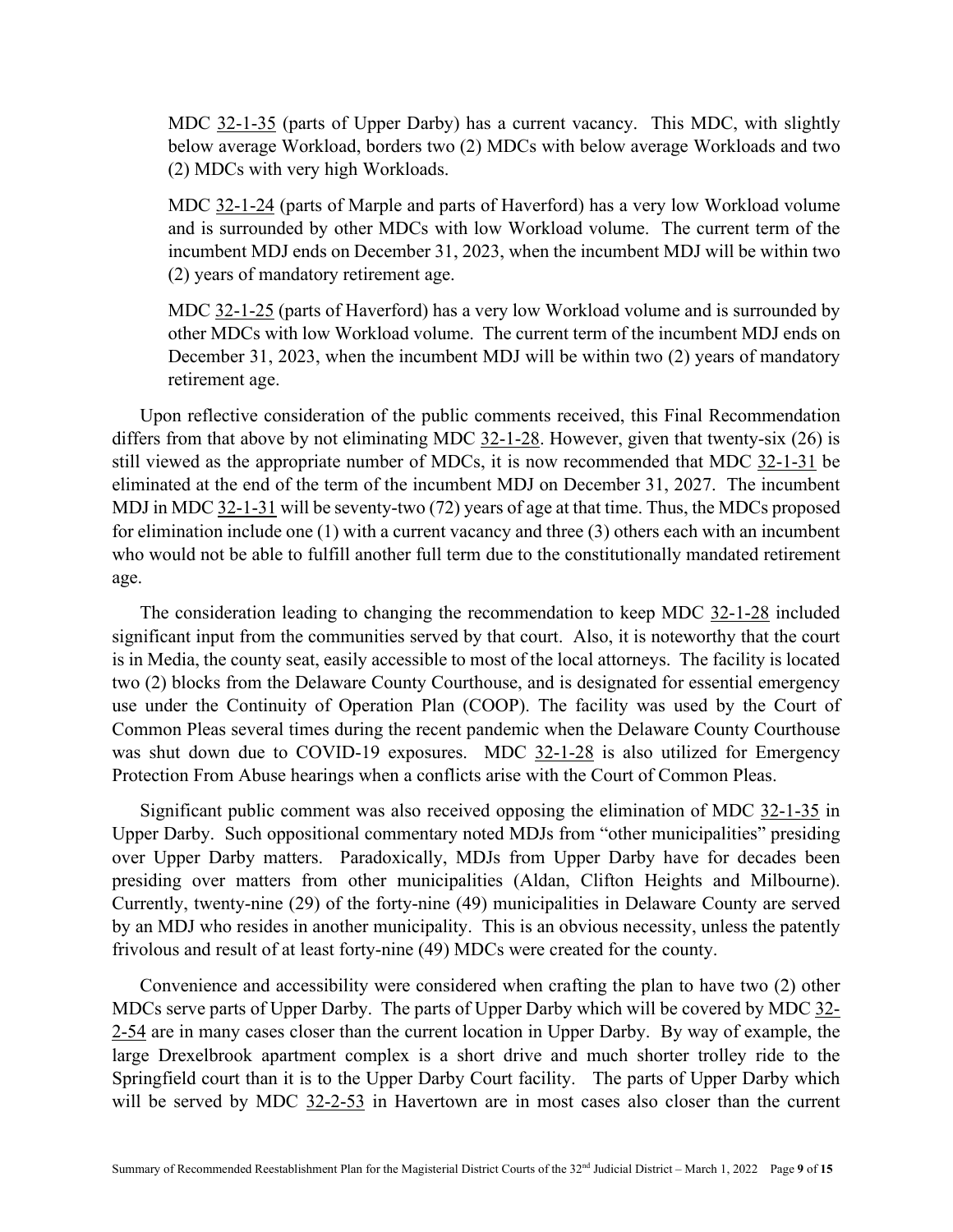MDC 32-1-35 (parts of Upper Darby) has a current vacancy. This MDC, with slightly below average Workload, borders two (2) MDCs with below average Workloads and two (2) MDCs with very high Workloads.

MDC 32-1-24 (parts of Marple and parts of Haverford) has a very low Workload volume and is surrounded by other MDCs with low Workload volume. The current term of the incumbent MDJ ends on December 31, 2023, when the incumbent MDJ will be within two (2) years of mandatory retirement age.

MDC 32-1-25 (parts of Haverford) has a very low Workload volume and is surrounded by other MDCs with low Workload volume. The current term of the incumbent MDJ ends on December 31, 2023, when the incumbent MDJ will be within two (2) years of mandatory retirement age.

Upon reflective consideration of the public comments received, this Final Recommendation differs from that above by not eliminating MDC 32-1-28. However, given that twenty-six (26) is still viewed as the appropriate number of MDCs, it is now recommended that MDC 32-1-31 be eliminated at the end of the term of the incumbent MDJ on December 31, 2027. The incumbent MDJ in MDC 32-1-31 will be seventy-two (72) years of age at that time. Thus, the MDCs proposed for elimination include one (1) with a current vacancy and three (3) others each with an incumbent who would not be able to fulfill another full term due to the constitutionally mandated retirement age.

The consideration leading to changing the recommendation to keep MDC 32-1-28 included significant input from the communities served by that court. Also, it is noteworthy that the court is in Media, the county seat, easily accessible to most of the local attorneys. The facility is located two (2) blocks from the Delaware County Courthouse, and is designated for essential emergency use under the Continuity of Operation Plan (COOP). The facility was used by the Court of Common Pleas several times during the recent pandemic when the Delaware County Courthouse was shut down due to COVID-19 exposures. MDC 32-1-28 is also utilized for Emergency Protection From Abuse hearings when a conflicts arise with the Court of Common Pleas.

Significant public comment was also received opposing the elimination of MDC 32-1-35 in Upper Darby. Such oppositional commentary noted MDJs from "other municipalities" presiding over Upper Darby matters. Paradoxically, MDJs from Upper Darby have for decades been presiding over matters from other municipalities (Aldan, Clifton Heights and Milbourne). Currently, twenty-nine (29) of the forty-nine (49) municipalities in Delaware County are served by an MDJ who resides in another municipality. This is an obvious necessity, unless the patently frivolous and result of at least forty-nine (49) MDCs were created for the county.

Convenience and accessibility were considered when crafting the plan to have two (2) other MDCs serve parts of Upper Darby. The parts of Upper Darby which will be covered by MDC 32-2-54 are in many cases closer than the current location in Upper Darby. By way of example, the large Drexelbrook apartment complex is a short drive and much shorter trolley ride to the Springfield court than it is to the Upper Darby Court facility. The parts of Upper Darby which will be served by MDC 32-2-53 in Havertown are in most cases also closer than the current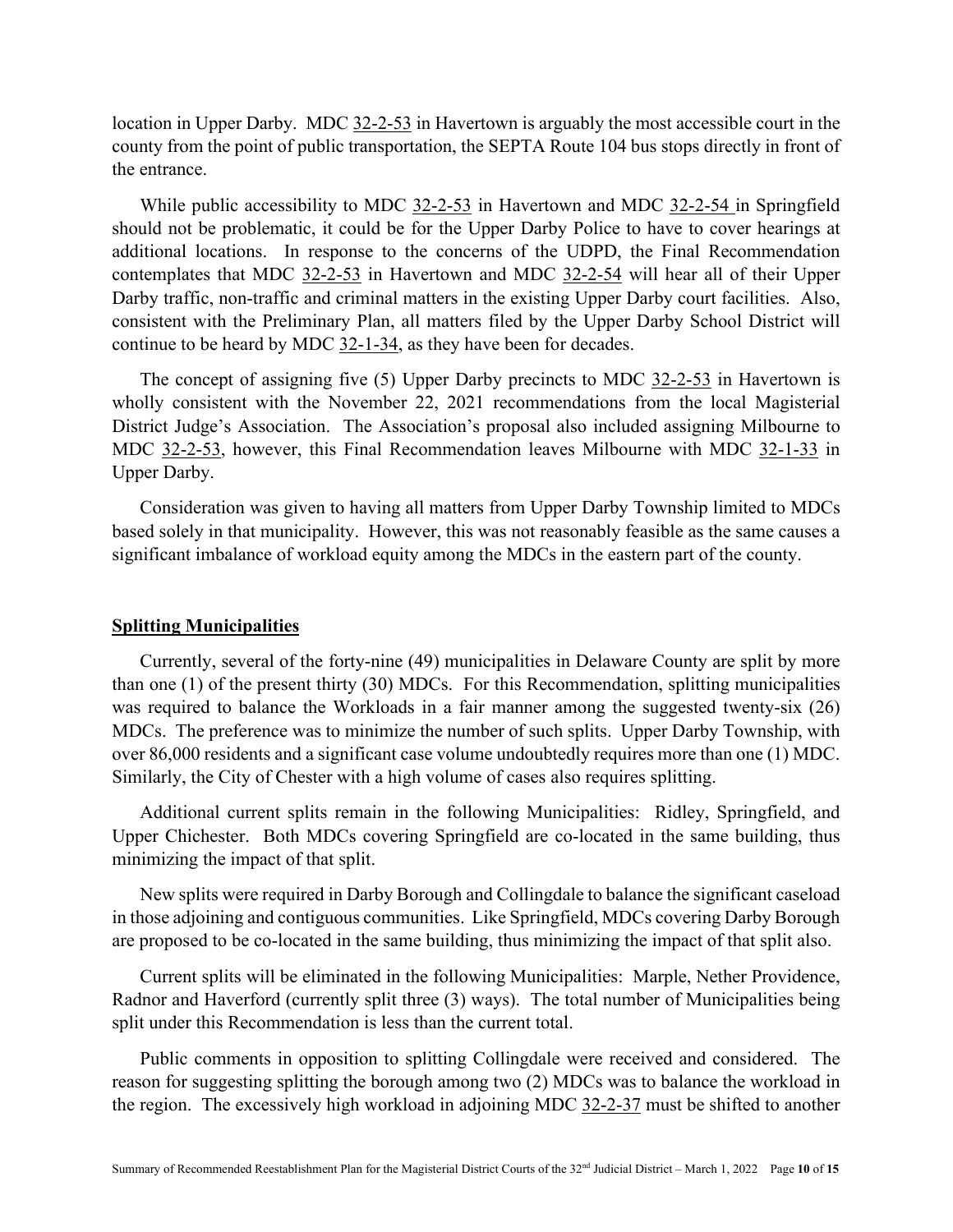location in Upper Darby. MDC 32-2-53 in Havertown is arguably the most accessible court in the county from the point of public transportation, the SEPTA Route 104 bus stops directly in front of the entrance.

While public accessibility to MDC 32-2-53 in Havertown and MDC 32-2-54 in Springfield should not be problematic, it could be for the Upper Darby Police to have to cover hearings at additional locations. In response to the concerns of the UDPD, the Final Recommendation contemplates that MDC 32-2-53 in Havertown and MDC 32-2-54 will hear all of their Upper Darby traffic, non-traffic and criminal matters in the existing Upper Darby court facilities. Also, consistent with the Preliminary Plan, all matters filed by the Upper Darby School District will continue to be heard by MDC 32-1-34, as they have been for decades.

The concept of assigning five (5) Upper Darby precincts to MDC 32-2-53 in Havertown is wholly consistent with the November 22, 2021 recommendations from the local Magisterial District Judge's Association. The Association's proposal also included assigning Milbourne to MDC 32-2-53, however, this Final Recommendation leaves Milbourne with MDC 32-1-33 in Upper Darby.

Consideration was given to having all matters from Upper Darby Township limited to MDCs based solely in that municipality. However, this was not reasonably feasible as the same causes a significant imbalance of workload equity among the MDCs in the eastern part of the county.

## Splitting Municipalities

Currently, several of the forty-nine (49) municipalities in Delaware County are split by more than one (1) of the present thirty (30) MDCs. For this Recommendation, splitting municipalities was required to balance the Workloads in a fair manner among the suggested twenty-six (26) MDCs. The preference was to minimize the number of such splits. Upper Darby Township, with over 86,000 residents and a significant case volume undoubtedly requires more than one (1) MDC. Similarly, the City of Chester with a high volume of cases also requires splitting.

Additional current splits remain in the following Municipalities: Ridley, Springfield, and Upper Chichester. Both MDCs covering Springfield are co-located in the same building, thus minimizing the impact of that split.

New splits were required in Darby Borough and Collingdale to balance the significant caseload in those adjoining and contiguous communities. Like Springfield, MDCs covering Darby Borough are proposed to be co-located in the same building, thus minimizing the impact of that split also.

Current splits will be eliminated in the following Municipalities: Marple, Nether Providence, Radnor and Haverford (currently split three (3) ways). The total number of Municipalities being split under this Recommendation is less than the current total.

Public comments in opposition to splitting Collingdale were received and considered. The reason for suggesting splitting the borough among two (2) MDCs was to balance the workload in the region. The excessively high workload in adjoining MDC 32-2-37 must be shifted to another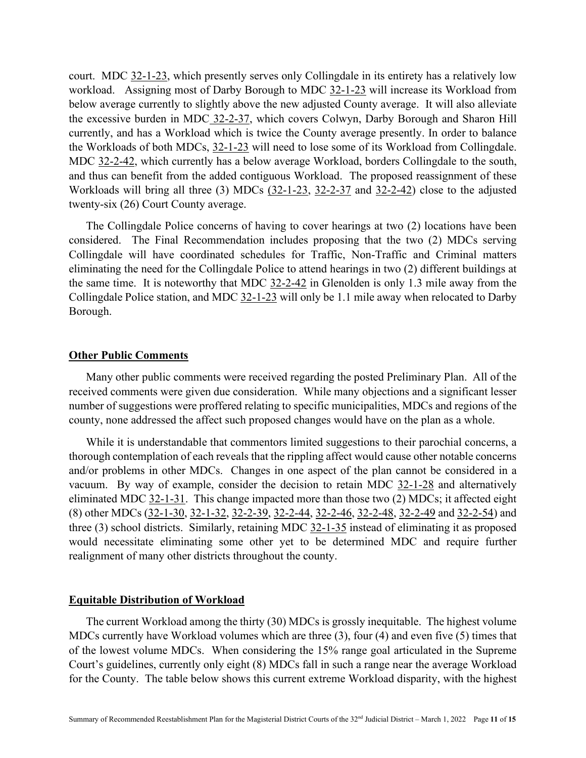court. MDC 32-1-23, which presently serves only Collingdale in its entirety has a relatively low workload. Assigning most of Darby Borough to MDC 32-1-23 will increase its Workload from below average currently to slightly above the new adjusted County average. It will also alleviate the excessive burden in MDC 32-2-37, which covers Colwyn, Darby Borough and Sharon Hill currently, and has a Workload which is twice the County average presently. In order to balance the Workloads of both MDCs, 32-1-23 will need to lose some of its Workload from Collingdale. MDC 32-2-42, which currently has a below average Workload, borders Collingdale to the south, and thus can benefit from the added contiguous Workload. The proposed reassignment of these Workloads will bring all three (3) MDCs (32-1-23, 32-2-37 and 32-2-42) close to the adjusted twenty-six (26) Court County average.

The Collingdale Police concerns of having to cover hearings at two (2) locations have been considered. The Final Recommendation includes proposing that the two (2) MDCs serving Collingdale will have coordinated schedules for Traffic, Non-Traffic and Criminal matters eliminating the need for the Collingdale Police to attend hearings in two (2) different buildings at the same time. It is noteworthy that MDC 32-2-42 in Glenolden is only 1.3 mile away from the Collingdale Police station, and MDC 32-1-23 will only be 1.1 mile away when relocated to Darby Borough.

## Other Public Comments

Many other public comments were received regarding the posted Preliminary Plan. All of the received comments were given due consideration. While many objections and a significant lesser number of suggestions were proffered relating to specific municipalities, MDCs and regions of the county, none addressed the affect such proposed changes would have on the plan as a whole.

While it is understandable that commentors limited suggestions to their parochial concerns, a thorough contemplation of each reveals that the rippling affect would cause other notable concerns and/or problems in other MDCs. Changes in one aspect of the plan cannot be considered in a vacuum. By way of example, consider the decision to retain MDC 32-1-28 and alternatively eliminated MDC 32-1-31. This change impacted more than those two (2) MDCs; it affected eight (8) other MDCs (32-1-30, 32-1-32, 32-2-39, 32-2-44, 32-2-46, 32-2-48, 32-2-49 and 32-2-54) and three (3) school districts. Similarly, retaining MDC 32-1-35 instead of eliminating it as proposed would necessitate eliminating some other yet to be determined MDC and require further realignment of many other districts throughout the county.

## Equitable Distribution of Workload

The current Workload among the thirty (30) MDCs is grossly inequitable. The highest volume MDCs currently have Workload volumes which are three (3), four (4) and even five (5) times that of the lowest volume MDCs. When considering the 15% range goal articulated in the Supreme Court's guidelines, currently only eight (8) MDCs fall in such a range near the average Workload for the County. The table below shows this current extreme Workload disparity, with the highest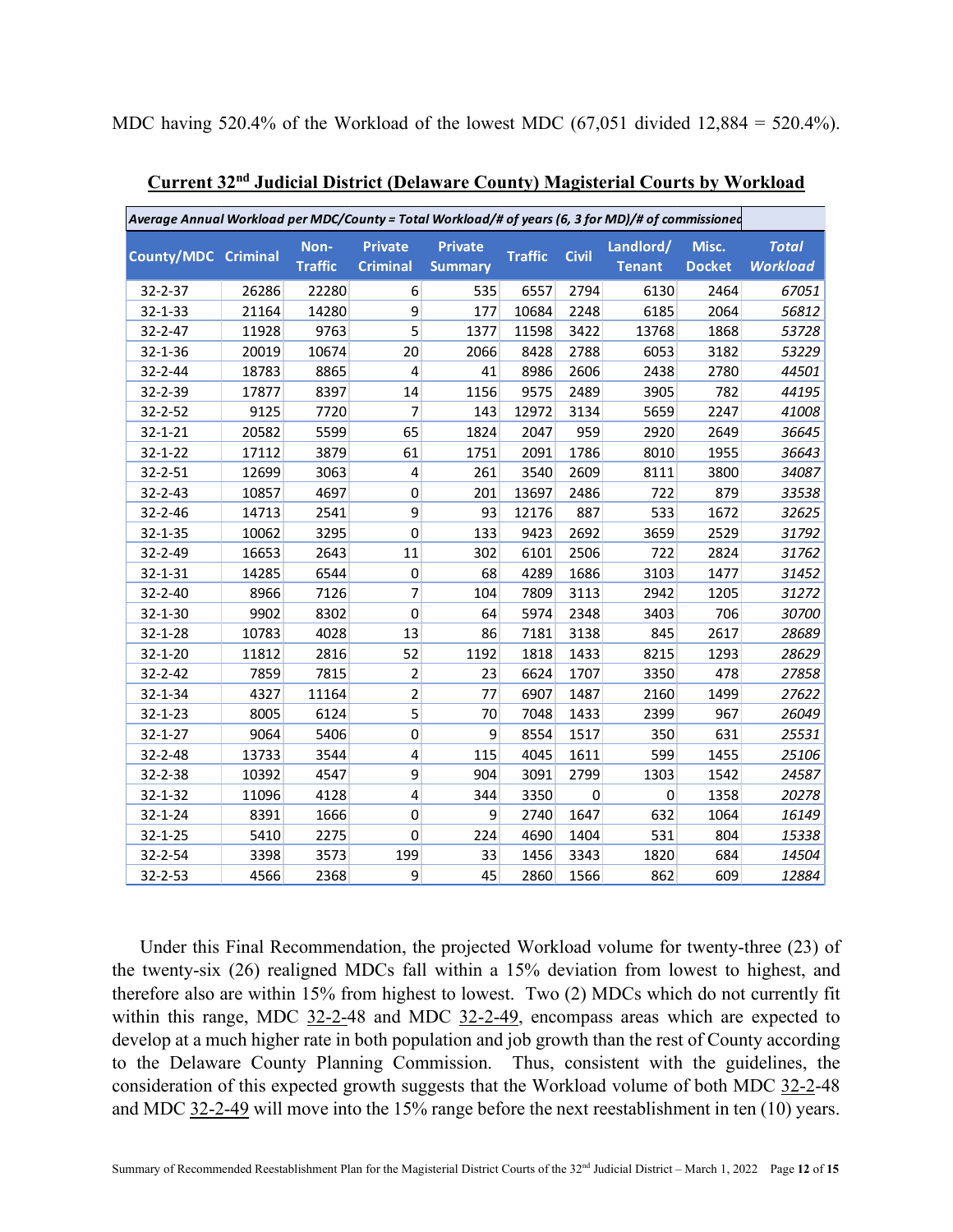MDC having 520.4% of the Workload of the lowest MDC (67,051 divided 12,884 = 520.4%).

**Current 32nd Judicial District (Delaware County) Magisterial Courts by Workload**

| *Average Annual Workload per MDC/County = Total Workload/# of years (6, 3 for MD)/# of commissioned* | | | | | | | | | |
|---|---|---|---|---|---|---|---|---|---|
| **County/MDC** | **Criminal** | **Non-Traffic** | **Private Criminal** | **Private Summary** | **Traffic** | **Civil** | **Landlord/ Tenant** | **Misc. Docket** | ***Total Workload*** |
| 32-2-37 | 26286 | 22280 | 6 | 535 | 6557 | 2794 | 6130 | 2464 | *67051* |
| 32-1-33 | 21164 | 14280 | 9 | 177 | 10684 | 2248 | 6185 | 2064 | *56812* |
| 32-2-47 | 11928 | 9763 | 5 | 1377 | 11598 | 3422 | 13768 | 1868 | *53728* |
| 32-1-36 | 20019 | 10674 | 20 | 2066 | 8428 | 2788 | 6053 | 3182 | *53229* |
| 32-2-44 | 18783 | 8865 | 4 | 41 | 8986 | 2606 | 2438 | 2780 | *44501* |
| 32-2-39 | 17877 | 8397 | 14 | 1156 | 9575 | 2489 | 3905 | 782 | *44195* |
| 32-2-52 | 9125 | 7720 | 7 | 143 | 12972 | 3134 | 5659 | 2247 | *41008* |
| 32-1-21 | 20582 | 5599 | 65 | 1824 | 2047 | 959 | 2920 | 2649 | *36645* |
| 32-1-22 | 17112 | 3879 | 61 | 1751 | 2091 | 1786 | 8010 | 1955 | *36643* |
| 32-2-51 | 12699 | 3063 | 4 | 261 | 3540 | 2609 | 8111 | 3800 | *34087* |
| 32-2-43 | 10857 | 4697 | 0 | 201 | 13697 | 2486 | 722 | 879 | *33538* |
| 32-2-46 | 14713 | 2541 | 9 | 93 | 12176 | 887 | 533 | 1672 | *32625* |
| 32-1-35 | 10062 | 3295 | 0 | 133 | 9423 | 2692 | 3659 | 2529 | *31792* |
| 32-2-49 | 16653 | 2643 | 11 | 302 | 6101 | 2506 | 722 | 2824 | *31762* |
| 32-1-31 | 14285 | 6544 | 0 | 68 | 4289 | 1686 | 3103 | 1477 | *31452* |
| 32-2-40 | 8966 | 7126 | 7 | 104 | 7809 | 3113 | 2942 | 1205 | *31272* |
| 32-1-30 | 9902 | 8302 | 0 | 64 | 5974 | 2348 | 3403 | 706 | *30700* |
| 32-1-28 | 10783 | 4028 | 13 | 86 | 7181 | 3138 | 845 | 2617 | *28689* |
| 32-1-20 | 11812 | 2816 | 52 | 1192 | 1818 | 1433 | 8215 | 1293 | *28629* |
| 32-2-42 | 7859 | 7815 | 2 | 23 | 6624 | 1707 | 3350 | 478 | *27858* |
| 32-1-34 | 4327 | 11164 | 2 | 77 | 6907 | 1487 | 2160 | 1499 | *27622* |
| 32-1-23 | 8005 | 6124 | 5 | 70 | 7048 | 1433 | 2399 | 967 | *26049* |
| 32-1-27 | 9064 | 5406 | 0 | 9 | 8554 | 1517 | 350 | 631 | *25531* |
| 32-2-48 | 13733 | 3544 | 4 | 115 | 4045 | 1611 | 599 | 1455 | *25106* |
| 32-2-38 | 10392 | 4547 | 9 | 904 | 3091 | 2799 | 1303 | 1542 | *24587* |
| 32-1-32 | 11096 | 4128 | 4 | 344 | 3350 | 0 | 0 | 1358 | *20278* |
| 32-1-24 | 8391 | 1666 | 0 | 9 | 2740 | 1647 | 632 | 1064 | *16149* |
| 32-1-25 | 5410 | 2275 | 0 | 224 | 4690 | 1404 | 531 | 804 | *15338* |
| 32-2-54 | 3398 | 3573 | 199 | 33 | 1456 | 3343 | 1820 | 684 | *14504* |
| 32-2-53 | 4566 | 2368 | 9 | 45 | 2860 | 1566 | 862 | 609 | *12884* |

Under this Final Recommendation, the projected Workload volume for twenty-three (23) of the twenty-six (26) realigned MDCs fall within a 15% deviation from lowest to highest, and therefore also are within 15% from highest to lowest. Two (2) MDCs which do not currently fit within this range, MDC 32-2-48 and MDC 32-2-49, encompass areas which are expected to develop at a much higher rate in both population and job growth than the rest of County according to the Delaware County Planning Commission. Thus, consistent with the guidelines, the consideration of this expected growth suggests that the Workload volume of both MDC 32-2-48 and MDC 32-2-49 will move into the 15% range before the next reestablishment in ten (10) years.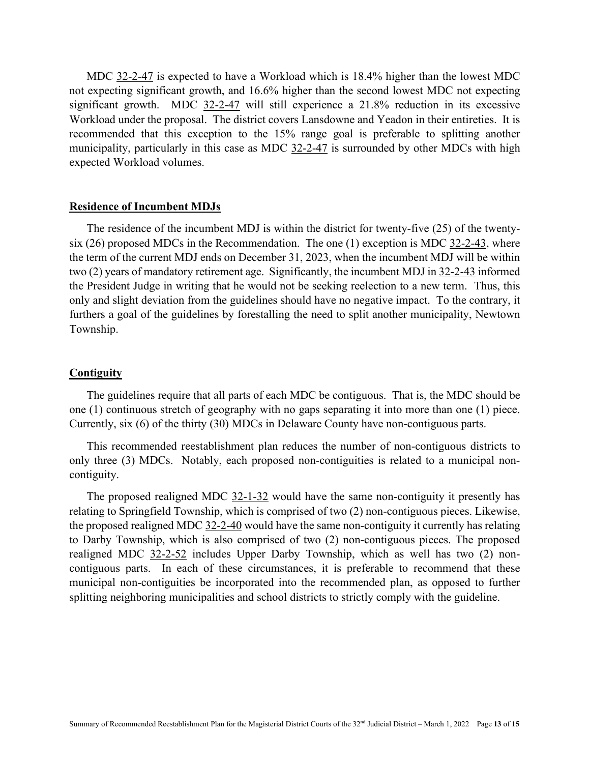MDC 32-2-47 is expected to have a Workload which is 18.4% higher than the lowest MDC not expecting significant growth, and 16.6% higher than the second lowest MDC not expecting significant growth. MDC 32-2-47 will still experience a 21.8% reduction in its excessive Workload under the proposal. The district covers Lansdowne and Yeadon in their entireties. It is recommended that this exception to the 15% range goal is preferable to splitting another municipality, particularly in this case as MDC 32-2-47 is surrounded by other MDCs with high expected Workload volumes.

## Residence of Incumbent MDJs

The residence of the incumbent MDJ is within the district for twenty-five (25) of the twenty-six (26) proposed MDCs in the Recommendation. The one (1) exception is MDC 32-2-43, where the term of the current MDJ ends on December 31, 2023, when the incumbent MDJ will be within two (2) years of mandatory retirement age. Significantly, the incumbent MDJ in 32-2-43 informed the President Judge in writing that he would not be seeking reelection to a new term. Thus, this only and slight deviation from the guidelines should have no negative impact. To the contrary, it furthers a goal of the guidelines by forestalling the need to split another municipality, Newtown Township.

## Contiguity

The guidelines require that all parts of each MDC be contiguous. That is, the MDC should be one (1) continuous stretch of geography with no gaps separating it into more than one (1) piece. Currently, six (6) of the thirty (30) MDCs in Delaware County have non-contiguous parts.

This recommended reestablishment plan reduces the number of non-contiguous districts to only three (3) MDCs. Notably, each proposed non-contiguities is related to a municipal non-contiguity.

The proposed realigned MDC 32-1-32 would have the same non-contiguity it presently has relating to Springfield Township, which is comprised of two (2) non-contiguous pieces. Likewise, the proposed realigned MDC 32-2-40 would have the same non-contiguity it currently has relating to Darby Township, which is also comprised of two (2) non-contiguous pieces. The proposed realigned MDC 32-2-52 includes Upper Darby Township, which as well has two (2) non-contiguous parts. In each of these circumstances, it is preferable to recommend that these municipal non-contiguities be incorporated into the recommended plan, as opposed to further splitting neighboring municipalities and school districts to strictly comply with the guideline.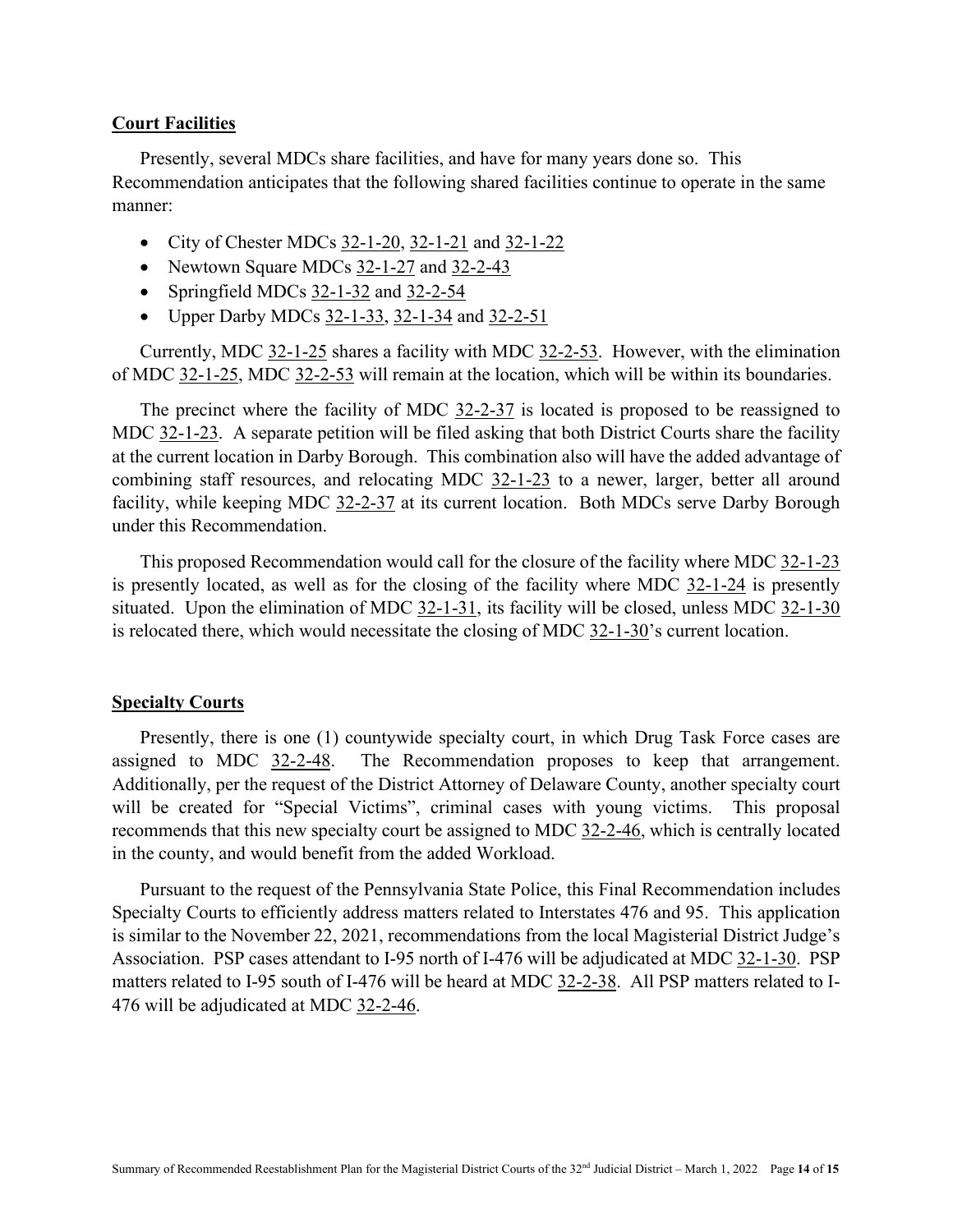## Court Facilities

Presently, several MDCs share facilities, and have for many years done so. This Recommendation anticipates that the following shared facilities continue to operate in the same manner:

- City of Chester MDCs 32-1-20, 32-1-21 and 32-1-22
- Newtown Square MDCs 32-1-27 and 32-2-43
- Springfield MDCs 32-1-32 and 32-2-54
- Upper Darby MDCs 32-1-33, 32-1-34 and 32-2-51

Currently, MDC 32-1-25 shares a facility with MDC 32-2-53. However, with the elimination of MDC 32-1-25, MDC 32-2-53 will remain at the location, which will be within its boundaries.

The precinct where the facility of MDC 32-2-37 is located is proposed to be reassigned to MDC 32-1-23. A separate petition will be filed asking that both District Courts share the facility at the current location in Darby Borough. This combination also will have the added advantage of combining staff resources, and relocating MDC 32-1-23 to a newer, larger, better all around facility, while keeping MDC 32-2-37 at its current location. Both MDCs serve Darby Borough under this Recommendation.

This proposed Recommendation would call for the closure of the facility where MDC 32-1-23 is presently located, as well as for the closing of the facility where MDC 32-1-24 is presently situated. Upon the elimination of MDC 32-1-31, its facility will be closed, unless MDC 32-1-30 is relocated there, which would necessitate the closing of MDC 32-1-30's current location.

## Specialty Courts

Presently, there is one (1) countywide specialty court, in which Drug Task Force cases are assigned to MDC 32-2-48. The Recommendation proposes to keep that arrangement. Additionally, per the request of the District Attorney of Delaware County, another specialty court will be created for "Special Victims", criminal cases with young victims. This proposal recommends that this new specialty court be assigned to MDC 32-2-46, which is centrally located in the county, and would benefit from the added Workload.

Pursuant to the request of the Pennsylvania State Police, this Final Recommendation includes Specialty Courts to efficiently address matters related to Interstates 476 and 95. This application is similar to the November 22, 2021, recommendations from the local Magisterial District Judge's Association. PSP cases attendant to I-95 north of I-476 will be adjudicated at MDC 32-1-30. PSP matters related to I-95 south of I-476 will be heard at MDC 32-2-38. All PSP matters related to I-476 will be adjudicated at MDC 32-2-46.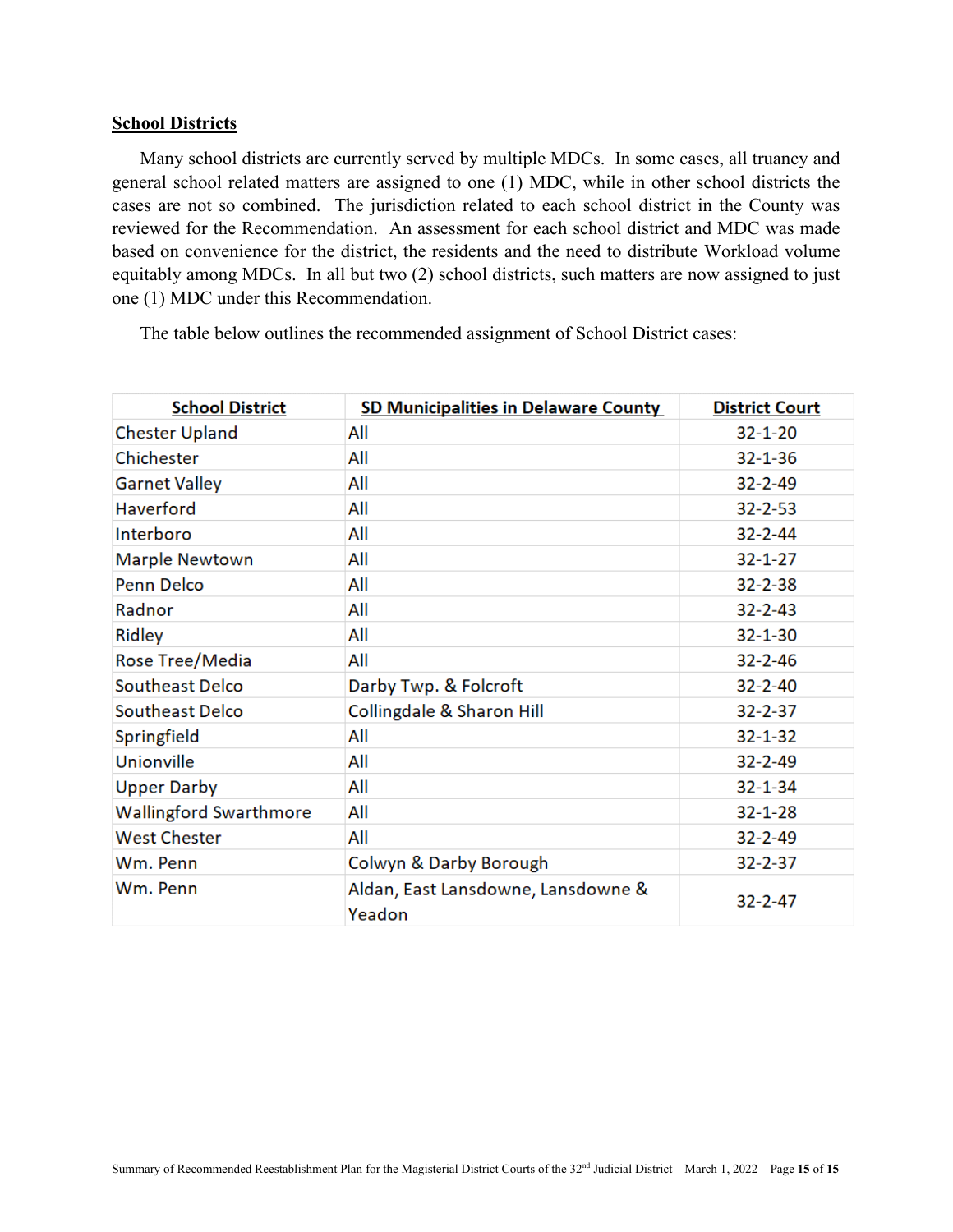## School Districts

Many school districts are currently served by multiple MDCs. In some cases, all truancy and general school related matters are assigned to one (1) MDC, while in other school districts the cases are not so combined. The jurisdiction related to each school district in the County was reviewed for the Recommendation. An assessment for each school district and MDC was made based on convenience for the district, the residents and the need to distribute Workload volume equitably among MDCs. In all but two (2) school districts, such matters are now assigned to just one (1) MDC under this Recommendation.

The table below outlines the recommended assignment of School District cases:

| School District | SD Municipalities in Delaware County | District Court |
|---|---|---|
| Chester Upland | All | 32-1-20 |
| Chichester | All | 32-1-36 |
| Garnet Valley | All | 32-2-49 |
| Haverford | All | 32-2-53 |
| Interboro | All | 32-2-44 |
| Marple Newtown | All | 32-1-27 |
| Penn Delco | All | 32-2-38 |
| Radnor | All | 32-2-43 |
| Ridley | All | 32-1-30 |
| Rose Tree/Media | All | 32-2-46 |
| Southeast Delco | Darby Twp. & Folcroft | 32-2-40 |
| Southeast Delco | Collingdale & Sharon Hill | 32-2-37 |
| Springfield | All | 32-1-32 |
| Unionville | All | 32-2-49 |
| Upper Darby | All | 32-1-34 |
| Wallingford Swarthmore | All | 32-1-28 |
| West Chester | All | 32-2-49 |
| Wm. Penn | Colwyn & Darby Borough | 32-2-37 |
| Wm. Penn | Aldan, East Lansdowne, Lansdowne & Yeadon | 32-2-47 |